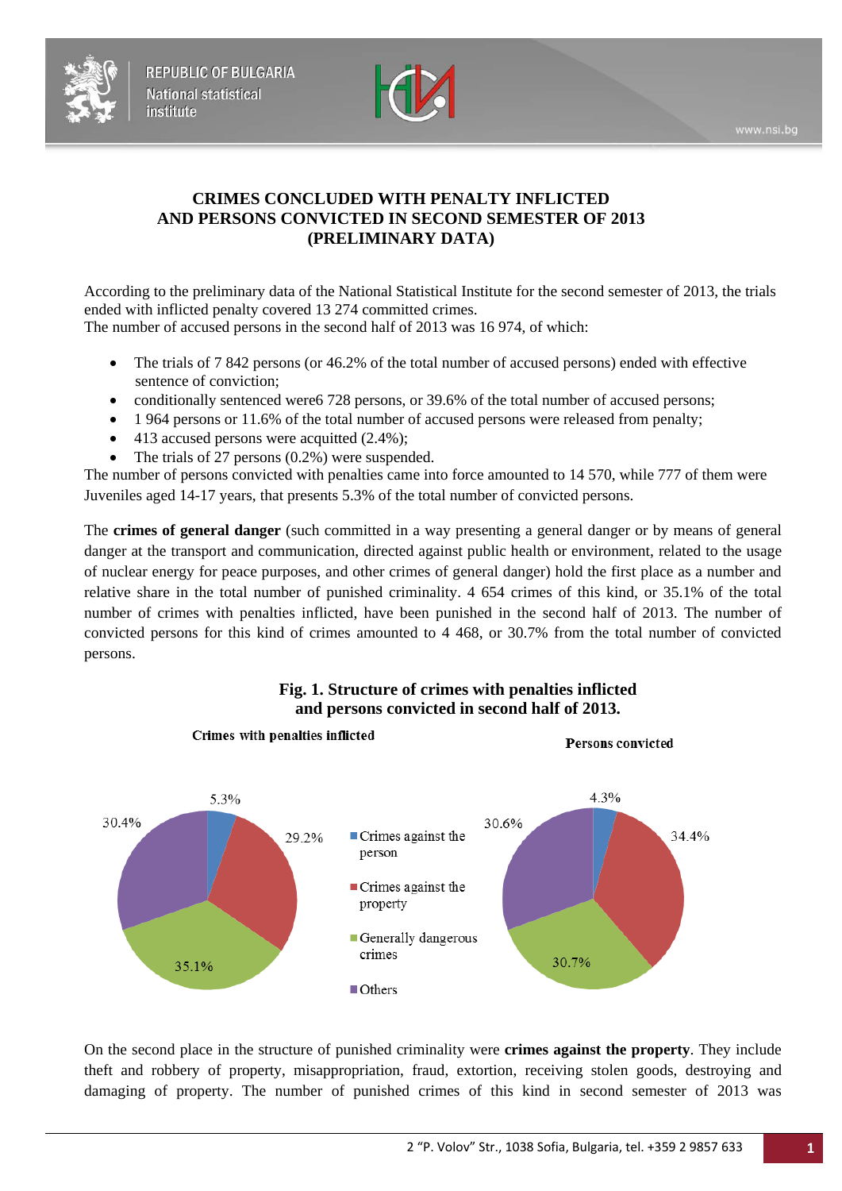# CRIMES CONCLUDED WITH PENALTY INFLICTED AND PERSONS CONVICTED IN SECOND SEMESTER OF 2013 (PRELIMINARY DATA)

According to the preliminary data of the National Statistical Institute for the second semester of 2013, the trials ended with inflicted penalty covered 13 274 committed crimes.
The number of accused persons in the second half of 2013 was 16 974, of which:

- The trials of 7 842 persons (or 46.2% of the total number of accused persons) ended with effective sentence of conviction;
- conditionally sentenced were6 728 persons, or 39.6% of the total number of accused persons;
- 1 964 persons or 11.6% of the total number of accused persons were released from penalty;
- 413 accused persons were acquitted (2.4%);
- The trials of 27 persons (0.2%) were suspended.

The number of persons convicted with penalties came into force amounted to 14 570, while 777 of them were Juveniles aged 14-17 years, that presents 5.3% of the total number of convicted persons.

The **crimes of general danger** (such committed in a way presenting a general danger or by means of general danger at the transport and communication, directed against public health or environment, related to the usage of nuclear energy for peace purposes, and other crimes of general danger) hold the first place as a number and relative share in the total number of punished criminality. 4 654 crimes of this kind, or 35.1% of the total number of crimes with penalties inflicted, have been punished in the second half of 2013. The number of convicted persons for this kind of crimes amounted to 4 468, or 30.7% from the total number of convicted persons.

**Fig. 1. Structure of crimes with penalties inflicted and persons convicted in second half of 2013.**

| | Crimes with penalties inflicted | Persons convicted |
|---|---|---|
| Crimes against the person | 5.3% | 4.3% |
| Crimes against the property | 29.2% | 34.4% |
| Generally dangerous crimes | 35.1% | 30.7% |
| Others | 30.4% | 30.6% |

On the second place in the structure of punished criminality were **crimes against the property**. They include theft and robbery of property, misappropriation, fraud, extortion, receiving stolen goods, destroying and damaging of property. The number of punished crimes of this kind in second semester of 2013 was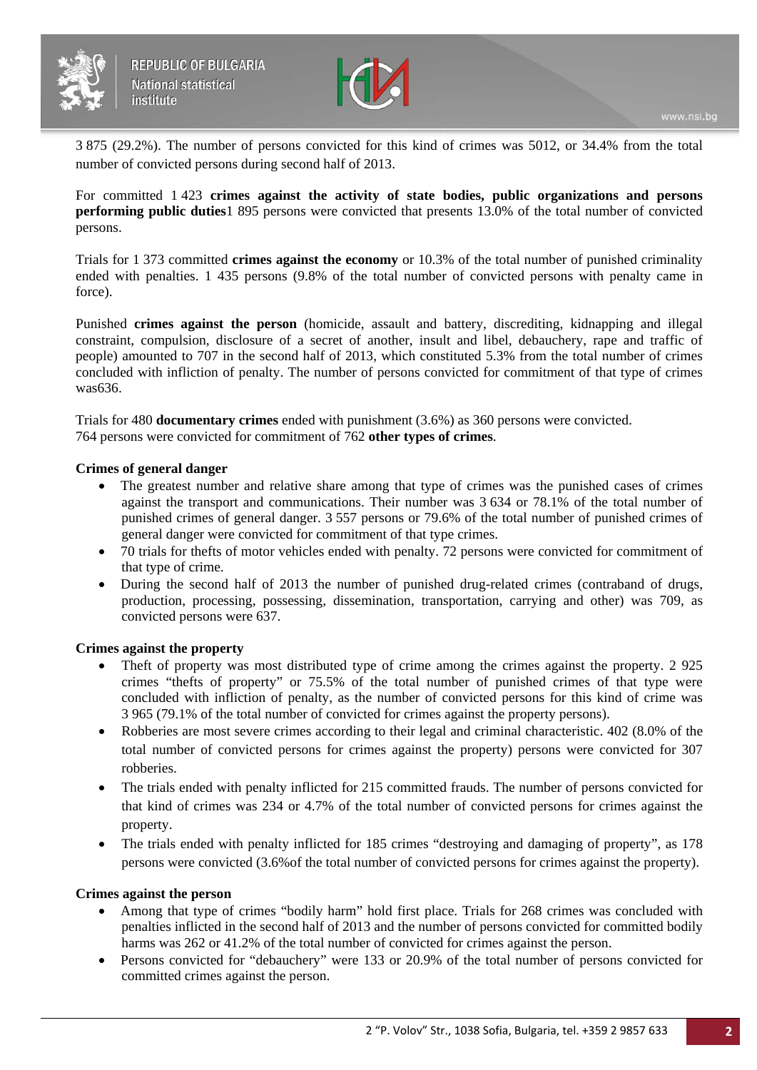3 875 (29.2%). The number of persons convicted for this kind of crimes was 5012, or 34.4% from the total number of convicted persons during second half of 2013.

For committed 1 423 **crimes against the activity of state bodies, public organizations and persons performing public duties**1 895 persons were convicted that presents 13.0% of the total number of convicted persons.

Trials for 1 373 committed **crimes against the economy** or 10.3% of the total number of punished criminality ended with penalties. 1 435 persons (9.8% of the total number of convicted persons with penalty came in force).

Punished **crimes against the person** (homicide, assault and battery, discrediting, kidnapping and illegal constraint, compulsion, disclosure of a secret of another, insult and libel, debauchery, rape and traffic of people) amounted to 707 in the second half of 2013, which constituted 5.3% from the total number of crimes concluded with infliction of penalty. The number of persons convicted for commitment of that type of crimes was636.

Trials for 480 **documentary crimes** ended with punishment (3.6%) as 360 persons were convicted.
764 persons were convicted for commitment of 762 **other types of crimes**.

**Crimes of general danger**

- The greatest number and relative share among that type of crimes was the punished cases of crimes against the transport and communications. Their number was 3 634 or 78.1% of the total number of punished crimes of general danger. 3 557 persons or 79.6% of the total number of punished crimes of general danger were convicted for commitment of that type crimes.
- 70 trials for thefts of motor vehicles ended with penalty. 72 persons were convicted for commitment of that type of crime.
- During the second half of 2013 the number of punished drug-related crimes (contraband of drugs, production, processing, possessing, dissemination, transportation, carrying and other) was 709, as convicted persons were 637.

**Crimes against the property**

- Theft of property was most distributed type of crime among the crimes against the property. 2 925 crimes "thefts of property" or 75.5% of the total number of punished crimes of that type were concluded with infliction of penalty, as the number of convicted persons for this kind of crime was 3 965 (79.1% of the total number of convicted for crimes against the property persons).
- Robberies are most severe crimes according to their legal and criminal characteristic. 402 (8.0% of the total number of convicted persons for crimes against the property) persons were convicted for 307 robberies.
- The trials ended with penalty inflicted for 215 committed frauds. The number of persons convicted for that kind of crimes was 234 or 4.7% of the total number of convicted persons for crimes against the property.
- The trials ended with penalty inflicted for 185 crimes "destroying and damaging of property", as 178 persons were convicted (3.6%of the total number of convicted persons for crimes against the property).

**Crimes against the person**

- Among that type of crimes "bodily harm" hold first place. Trials for 268 crimes was concluded with penalties inflicted in the second half of 2013 and the number of persons convicted for committed bodily harms was 262 or 41.2% of the total number of convicted for crimes against the person.
- Persons convicted for "debauchery" were 133 or 20.9% of the total number of persons convicted for committed crimes against the person.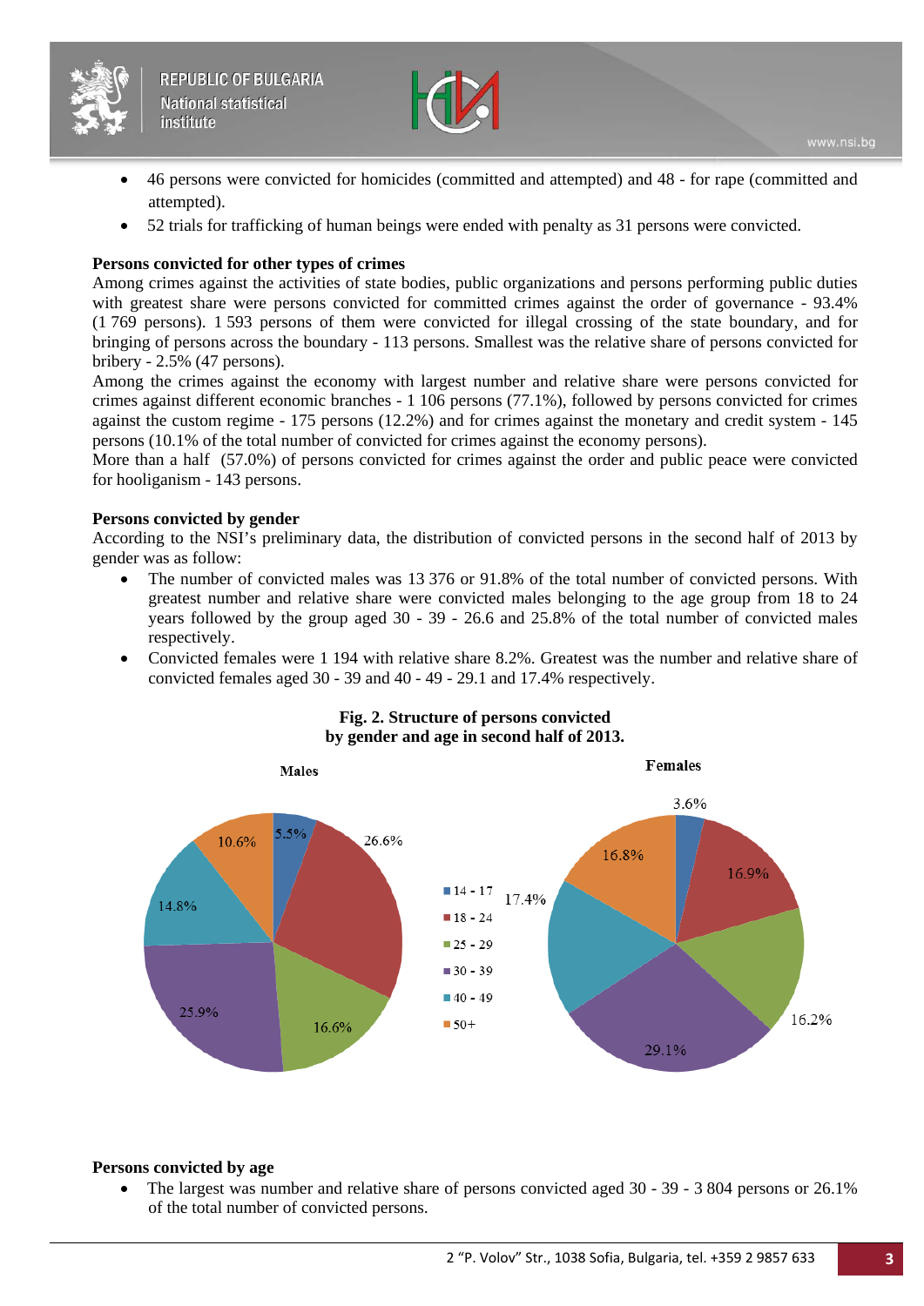- 46 persons were convicted for homicides (committed and attempted) and 48 - for rape (committed and attempted).
- 52 trials for trafficking of human beings were ended with penalty as 31 persons were convicted.

**Persons convicted for other types of crimes**

Among crimes against the activities of state bodies, public organizations and persons performing public duties with greatest share were persons convicted for committed crimes against the order of governance - 93.4% (1 769 persons). 1 593 persons of them were convicted for illegal crossing of the state boundary, and for bringing of persons across the boundary - 113 persons. Smallest was the relative share of persons convicted for bribery - 2.5% (47 persons).

Among the crimes against the economy with largest number and relative share were persons convicted for crimes against different economic branches - 1 106 persons (77.1%), followed by persons convicted for crimes against the custom regime - 175 persons (12.2%) and for crimes against the monetary and credit system - 145 persons (10.1% of the total number of convicted for crimes against the economy persons).

More than a half (57.0%) of persons convicted for crimes against the order and public peace were convicted for hooliganism - 143 persons.

**Persons convicted by gender**

According to the NSI's preliminary data, the distribution of convicted persons in the second half of 2013 by gender was as follow:

- The number of convicted males was 13 376 or 91.8% of the total number of convicted persons. With greatest number and relative share were convicted males belonging to the age group from 18 to 24 years followed by the group aged 30 - 39 - 26.6 and 25.8% of the total number of convicted males respectively.
- Convicted females were 1 194 with relative share 8.2%. Greatest was the number and relative share of convicted females aged 30 - 39 and 40 - 49 - 29.1 and 17.4% respectively.

**Fig. 2. Structure of persons convicted by gender and age in second half of 2013.**

| Age group | Males | Females |
|---|---|---|
| 14 - 17 | 5.5% | 3.6% |
| 18 - 24 | 26.6% | 16.9% |
| 25 - 29 | 16.6% | 16.2% |
| 30 - 39 | 25.9% | 29.1% |
| 40 - 49 | 14.8% | 17.4% |
| 50+ | 10.6% | 16.8% |

**Persons convicted by age**

- The largest was number and relative share of persons convicted aged 30 - 39 - 3 804 persons or 26.1% of the total number of convicted persons.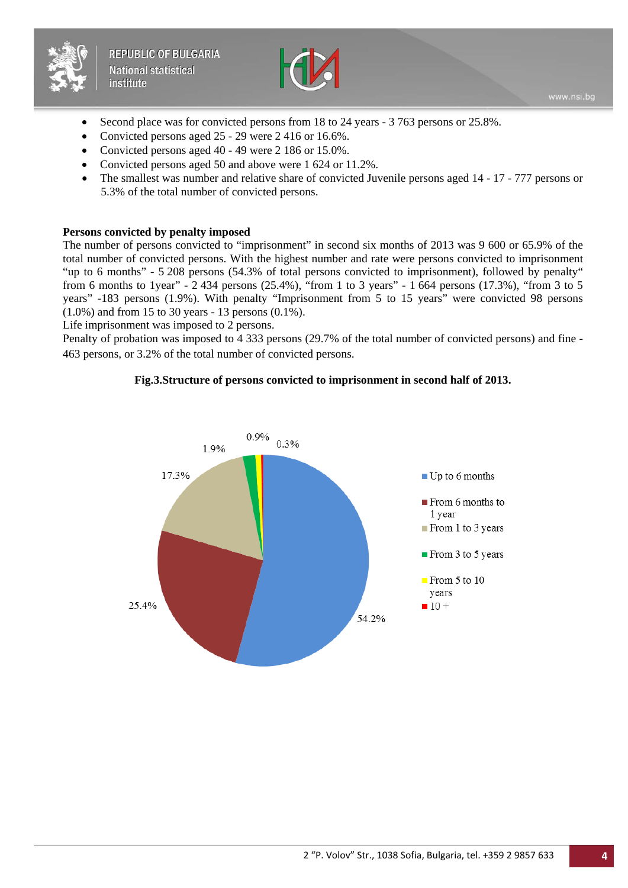- Second place was for convicted persons from 18 to 24 years - 3 763 persons or 25.8%.
- Convicted persons aged 25 - 29 were 2 416 or 16.6%.
- Convicted persons aged 40 - 49 were 2 186 or 15.0%.
- Convicted persons aged 50 and above were 1 624 or 11.2%.
- The smallest was number and relative share of convicted Juvenile persons aged 14 - 17 - 777 persons or 5.3% of the total number of convicted persons.

**Persons convicted by penalty imposed**

The number of persons convicted to “imprisonment” in second six months of 2013 was 9 600 or 65.9% of the total number of convicted persons. With the highest number and rate were persons convicted to imprisonment “up to 6 months” - 5 208 persons (54.3% of total persons convicted to imprisonment), followed by penalty“ from 6 months to 1year” - 2 434 persons (25.4%), “from 1 to 3 years” - 1 664 persons (17.3%), “from 3 to 5 years” -183 persons (1.9%). With penalty “Imprisonment from 5 to 15 years” were convicted 98 persons (1.0%) and from 15 to 30 years - 13 persons (0.1%).

Life imprisonment was imposed to 2 persons.

Penalty of probation was imposed to 4 333 persons (29.7% of the total number of convicted persons) and fine - 463 persons, or 3.2% of the total number of convicted persons.

**Fig.3.Structure of persons convicted to imprisonment in second half of 2013.**

| Category | Share |
|---|---|
| Up to 6 months | 54.2% |
| From 6 months to 1 year | 25.4% |
| From 1 to 3 years | 17.3% |
| From 3 to 5 years | 1.9% |
| From 5 to 10 years | 0.9% |
| 10 + | 0.3% |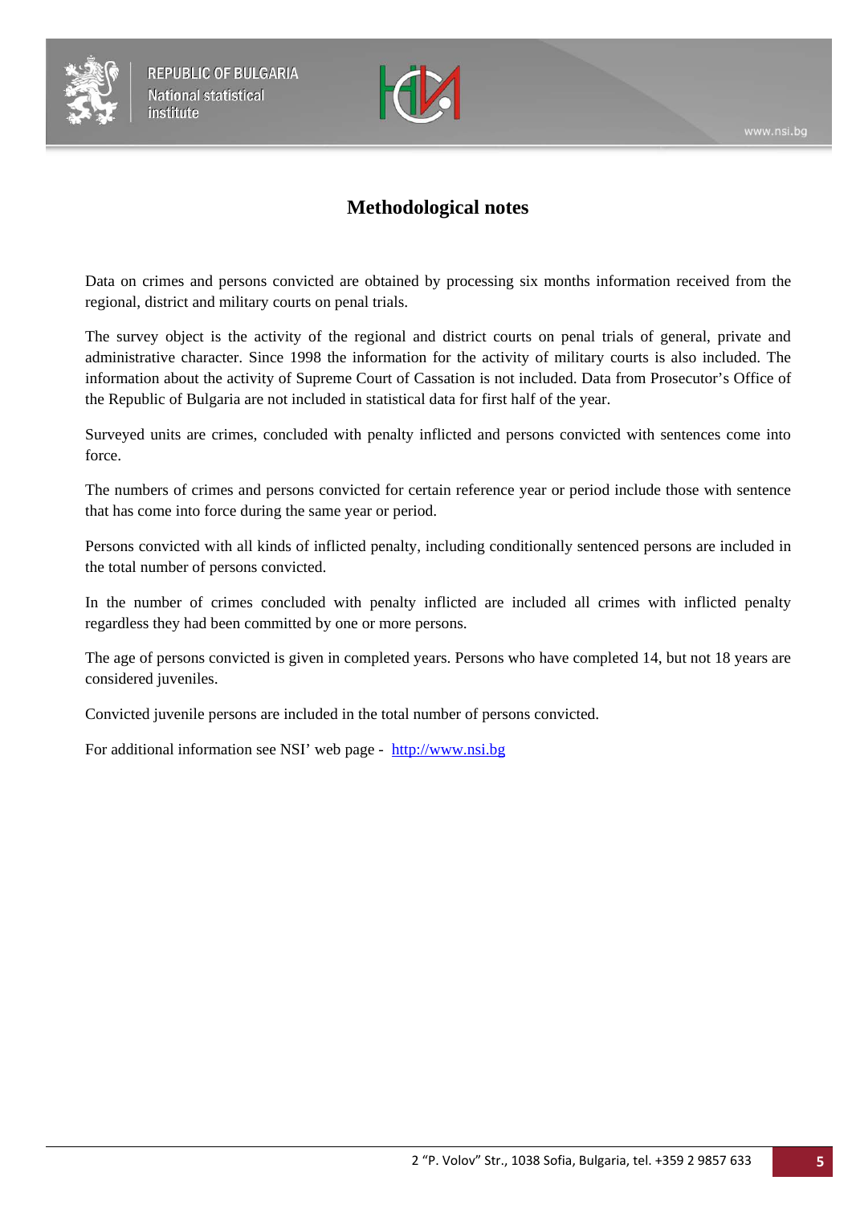# Methodological notes

Data on crimes and persons convicted are obtained by processing six months information received from the regional, district and military courts on penal trials.

The survey object is the activity of the regional and district courts on penal trials of general, private and administrative character. Since 1998 the information for the activity of military courts is also included. The information about the activity of Supreme Court of Cassation is not included. Data from Prosecutor’s Office of the Republic of Bulgaria are not included in statistical data for first half of the year.

Surveyed units are crimes, concluded with penalty inflicted and persons convicted with sentences come into force.

The numbers of crimes and persons convicted for certain reference year or period include those with sentence that has come into force during the same year or period.

Persons convicted with all kinds of inflicted penalty, including conditionally sentenced persons are included in the total number of persons convicted.

In the number of crimes concluded with penalty inflicted are included all crimes with inflicted penalty regardless they had been committed by one or more persons.

The age of persons convicted is given in completed years. Persons who have completed 14, but not 18 years are considered juveniles.

Convicted juvenile persons are included in the total number of persons convicted.

For additional information see NSI’ web page - http://www.nsi.bg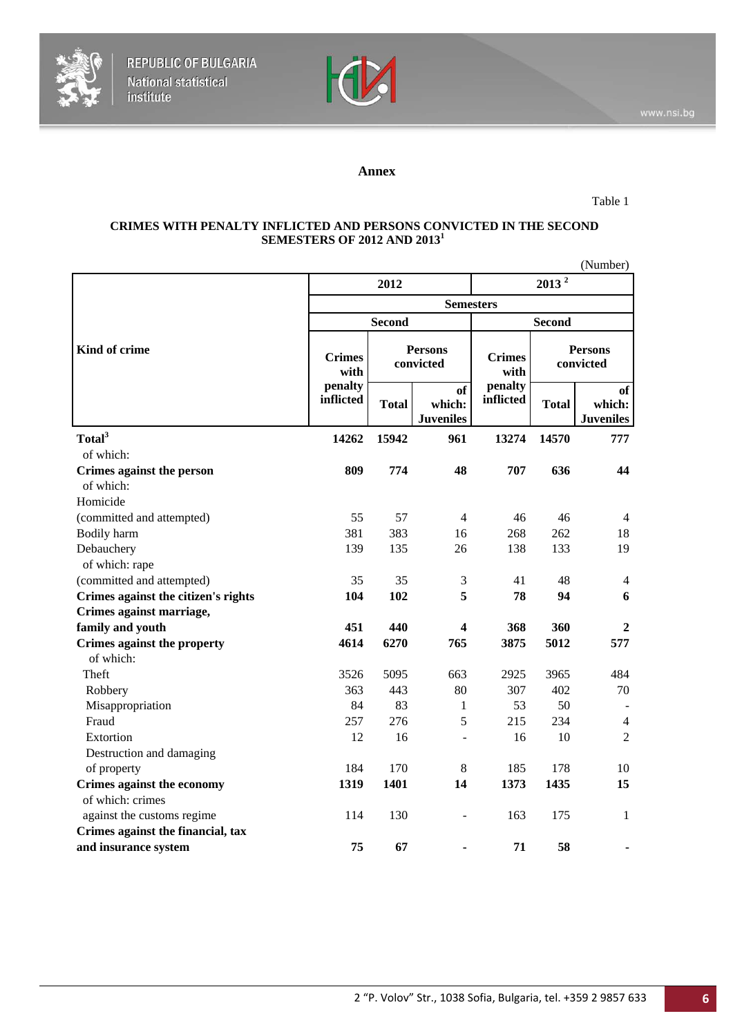## Annex

Table 1

### CRIMES WITH PENALTY INFLICTED AND PERSONS CONVICTED IN THE SECOND SEMESTERS OF 2012 AND 2013[1]

(Number)

| Kind of crime | 2012 | | | 2013 [2] | | |
|---|---|---|---|---|---|---|
| | Semesters | | | | | |
| | Second | | | Second | | |
| | Crimes with penalty inflicted | Persons convicted | | Crimes with penalty inflicted | Persons convicted | |
| | | Total | of which: Juveniles | | Total | of which: Juveniles |
| **Total[3]** | **14262** | **15942** | **961** | **13274** | **14570** | **777** |
| of which: | | | | | | |
| **Crimes against the person** | **809** | **774** | **48** | **707** | **636** | **44** |
| of which: | | | | | | |
| Homicide (committed and attempted) | 55 | 57 | 4 | 46 | 46 | 4 |
| Bodily harm | 381 | 383 | 16 | 268 | 262 | 18 |
| Debauchery | 139 | 135 | 26 | 138 | 133 | 19 |
| of which: rape (committed and attempted) | 35 | 35 | 3 | 41 | 48 | 4 |
| **Crimes against the citizen's rights** | **104** | **102** | **5** | **78** | **94** | **6** |
| **Crimes against marriage, family and youth** | **451** | **440** | **4** | **368** | **360** | **2** |
| **Crimes against the property** | **4614** | **6270** | **765** | **3875** | **5012** | **577** |
| of which: | | | | | | |
| Theft | 3526 | 5095 | 663 | 2925 | 3965 | 484 |
| Robbery | 363 | 443 | 80 | 307 | 402 | 70 |
| Misappropriation | 84 | 83 | 1 | 53 | 50 | - |
| Fraud | 257 | 276 | 5 | 215 | 234 | 4 |
| Extortion | 12 | 16 | - | 16 | 10 | 2 |
| Destruction and damaging of property | 184 | 170 | 8 | 185 | 178 | 10 |
| **Crimes against the economy** | **1319** | **1401** | **14** | **1373** | **1435** | **15** |
| of which: crimes against the customs regime | 114 | 130 | - | 163 | 175 | 1 |
| **Crimes against the financial, tax and insurance system** | **75** | **67** | **-** | **71** | **58** | **-** |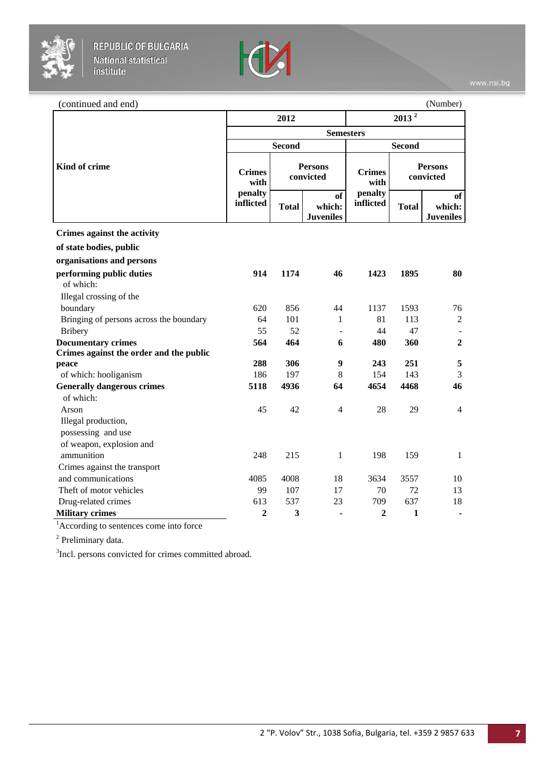(continued and end) (Number)

| Kind of crime | 2012 | | | 2013 [2] | | |
|---|---|---|---|---|---|---|
| | Semesters | | | | | |
| | Second | | | Second | | |
| | Crimes with penalty inflicted | Persons convicted | | Crimes with penalty inflicted | Persons convicted | |
| | | Total | of which: Juveniles | | Total | of which: Juveniles |
| **Crimes against the activity of state bodies, public organisations and persons performing public duties** | **914** | **1174** | **46** | **1423** | **1895** | **80** |
| of which: | | | | | | |
| Illegal crossing of the boundary | 620 | 856 | 44 | 1137 | 1593 | 76 |
| Bringing of persons across the boundary | 64 | 101 | 1 | 81 | 113 | 2 |
| Bribery | 55 | 52 | - | 44 | 47 | - |
| **Documentary crimes** | **564** | **464** | **6** | **480** | **360** | **2** |
| **Crimes against the order and the public peace** | **288** | **306** | **9** | **243** | **251** | **5** |
| of which: hooliganism | 186 | 197 | 8 | 154 | 143 | 3 |
| **Generally dangerous crimes** | **5118** | **4936** | **64** | **4654** | **4468** | **46** |
| of which: | | | | | | |
| Arson | 45 | 42 | 4 | 28 | 29 | 4 |
| Illegal production, possessing and use of weapon, explosion and ammunition | 248 | 215 | 1 | 198 | 159 | 1 |
| Crimes against the transport and communications | 4085 | 4008 | 18 | 3634 | 3557 | 10 |
| Theft of motor vehicles | 99 | 107 | 17 | 70 | 72 | 13 |
| Drug-related crimes | 613 | 537 | 23 | 709 | 637 | 18 |
| **Military crimes** | **2** | **3** | **-** | **2** | **1** | **-** |

[1] According to sentences come into force

[2] Preliminary data.

[3] Incl. persons convicted for crimes committed abroad.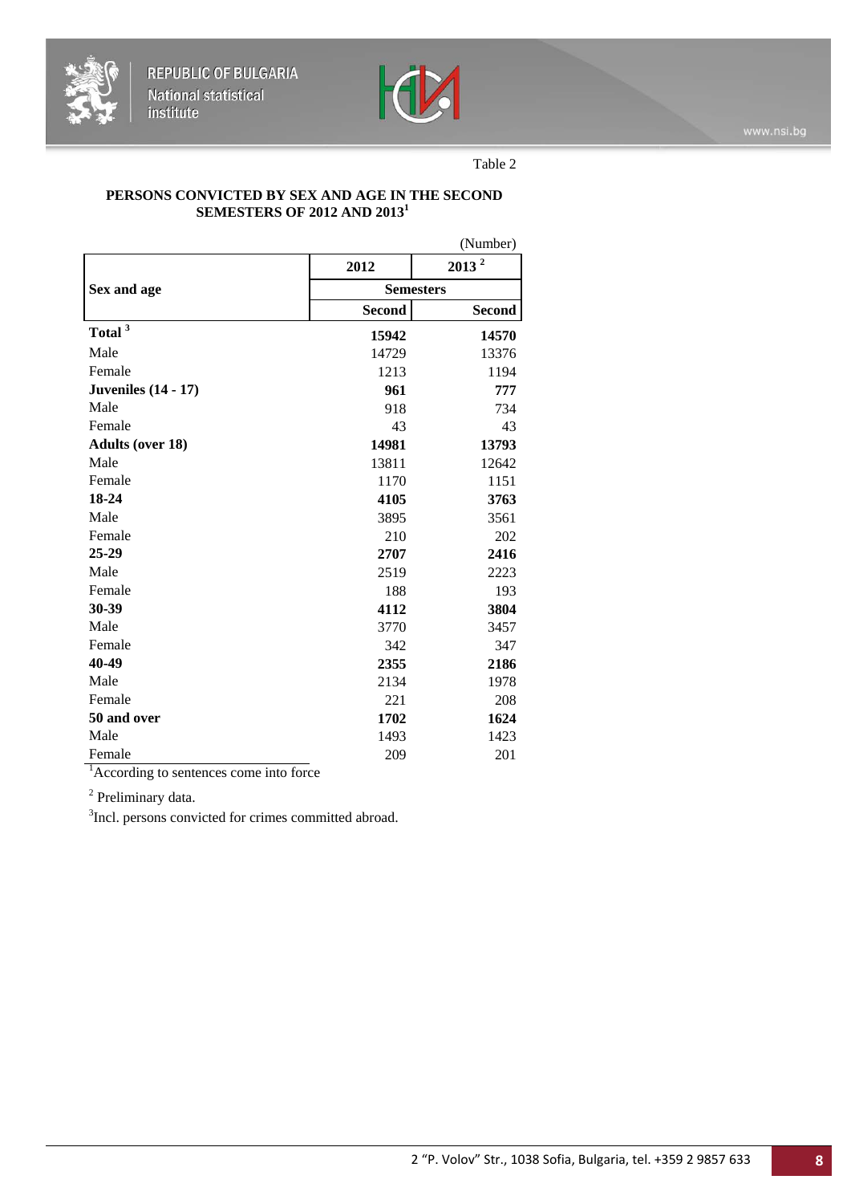Table 2

**PERSONS CONVICTED BY SEX AND AGE IN THE SECOND SEMESTERS OF 2012 AND 2013[1]**

(Number)

| Sex and age | 2012 | 2013 [2] |
|---|---|---|
| | Semesters | |
| | Second | Second |
| **Total [3]** | **15942** | **14570** |
| Male | 14729 | 13376 |
| Female | 1213 | 1194 |
| **Juveniles (14 - 17)** | **961** | **777** |
| Male | 918 | 734 |
| Female | 43 | 43 |
| **Adults (over 18)** | **14981** | **13793** |
| Male | 13811 | 12642 |
| Female | 1170 | 1151 |
| **18-24** | **4105** | **3763** |
| Male | 3895 | 3561 |
| Female | 210 | 202 |
| **25-29** | **2707** | **2416** |
| Male | 2519 | 2223 |
| Female | 188 | 193 |
| **30-39** | **4112** | **3804** |
| Male | 3770 | 3457 |
| Female | 342 | 347 |
| **40-49** | **2355** | **2186** |
| Male | 2134 | 1978 |
| Female | 221 | 208 |
| **50 and over** | **1702** | **1624** |
| Male | 1493 | 1423 |
| Female | 209 | 201 |

[1] According to sentences come into force

[2] Preliminary data.

[3] Incl. persons convicted for crimes committed abroad.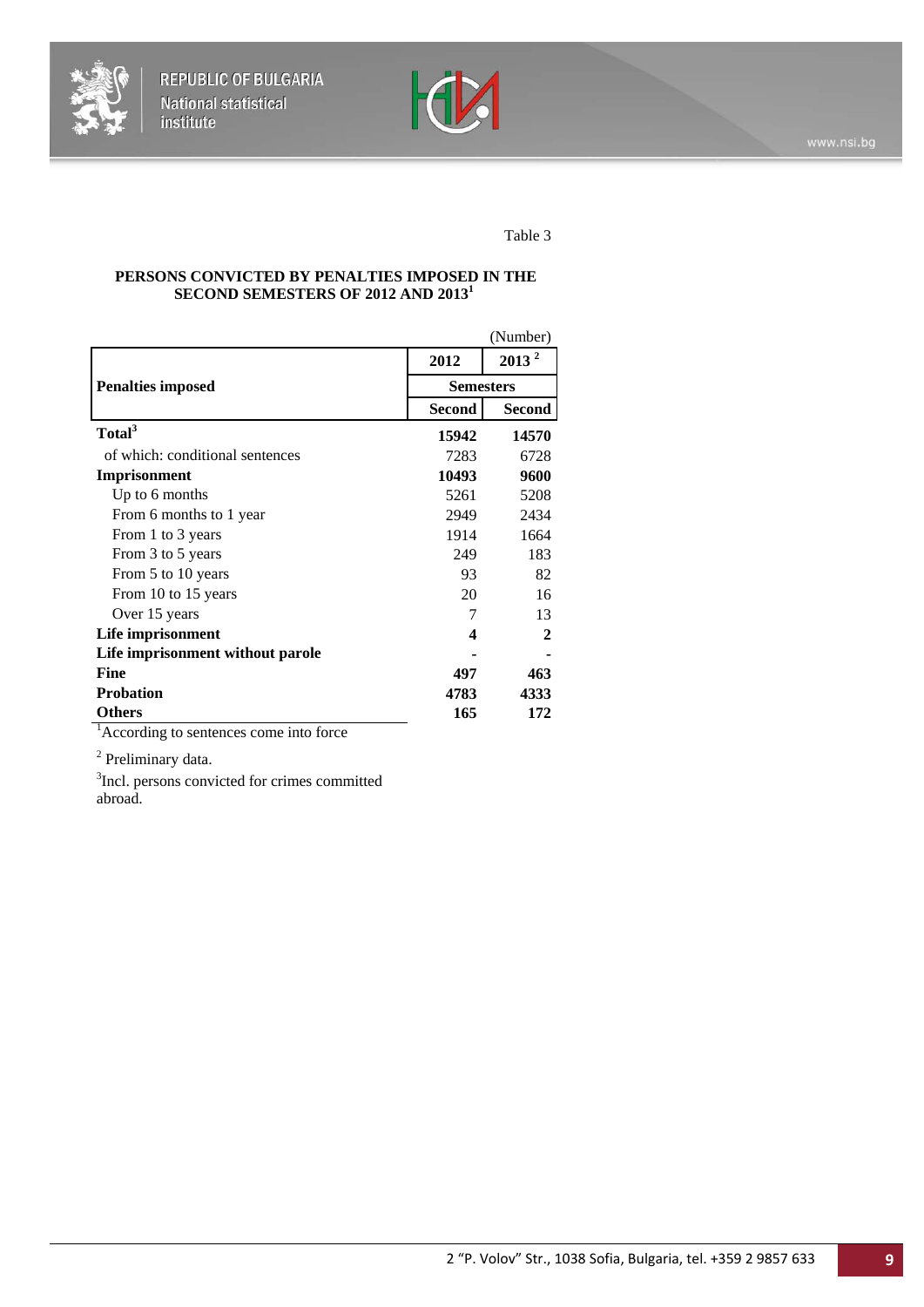Table 3

**PERSONS CONVICTED BY PENALTIES IMPOSED IN THE SECOND SEMESTERS OF 2012 AND 2013[1]**

(Number)

| Penalties imposed | 2012 | 2013 [2] |
|---|---|---|
| | Semesters | |
| | Second | Second |
| **Total[3]** | **15942** | **14570** |
| of which: conditional sentences | 7283 | 6728 |
| **Imprisonment** | **10493** | **9600** |
| Up to 6 months | 5261 | 5208 |
| From 6 months to 1 year | 2949 | 2434 |
| From 1 to 3 years | 1914 | 1664 |
| From 3 to 5 years | 249 | 183 |
| From 5 to 10 years | 93 | 82 |
| From 10 to 15 years | 20 | 16 |
| Over 15 years | 7 | 13 |
| **Life imprisonment** | **4** | **2** |
| **Life imprisonment without parole** | **-** | **-** |
| **Fine** | **497** | **463** |
| **Probation** | **4783** | **4333** |
| **Others** | **165** | **172** |

[1] According to sentences come into force

[2] Preliminary data.

[3] Incl. persons convicted for crimes committed abroad.